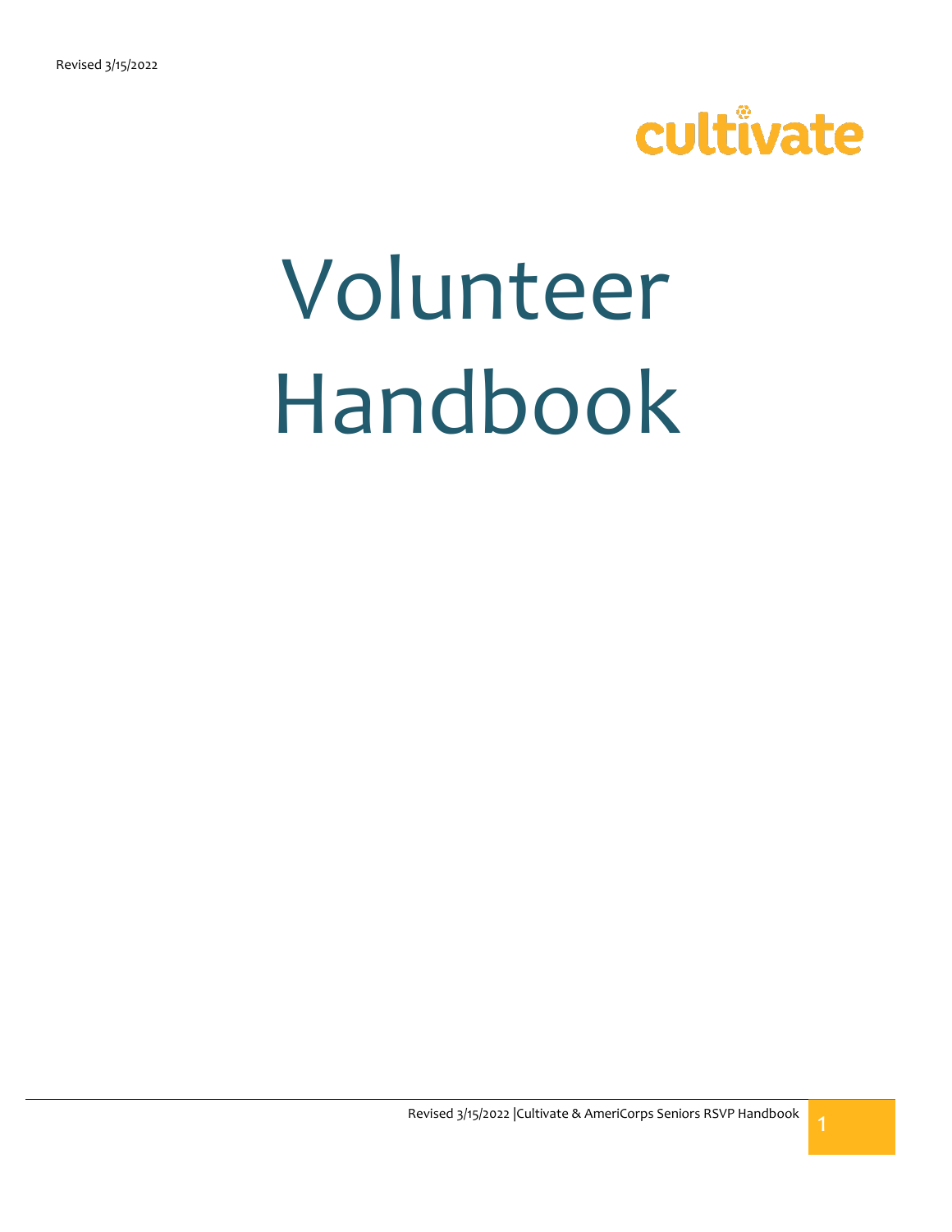cultivate

# Volunteer Handbook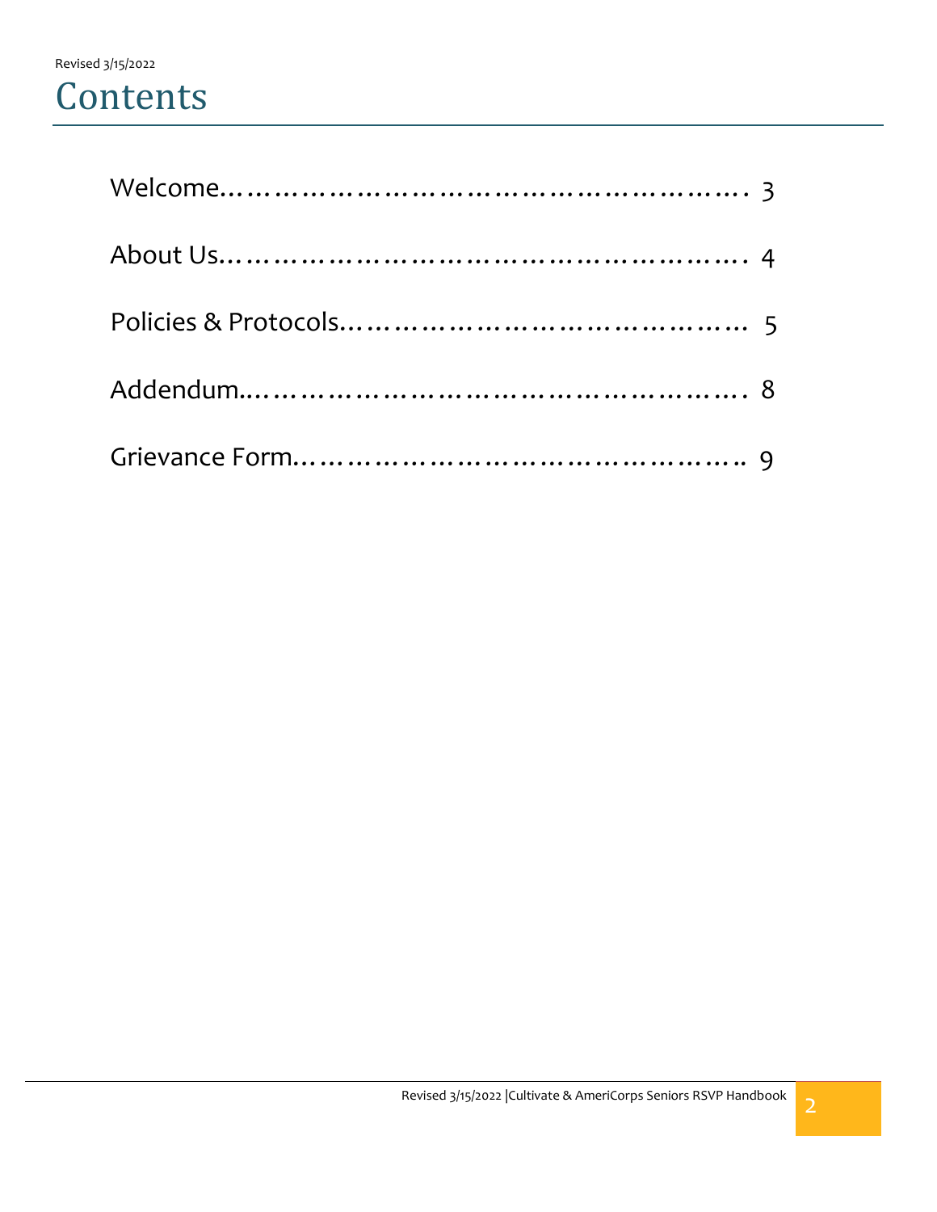# Contents

| | |
|---|---|
| Welcome | 3 |
| About Us | 4 |
| Policies & Protocols | 5 |
| Addendum | 8 |
| Grievance Form | 9 |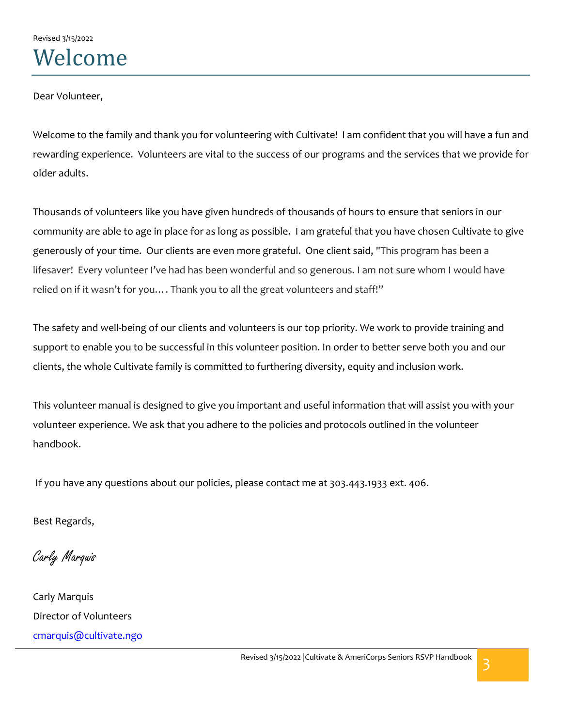Revised 3/15/2022

# Welcome

Dear Volunteer,

Welcome to the family and thank you for volunteering with Cultivate! I am confident that you will have a fun and rewarding experience. Volunteers are vital to the success of our programs and the services that we provide for older adults.

Thousands of volunteers like you have given hundreds of thousands of hours to ensure that seniors in our community are able to age in place for as long as possible. I am grateful that you have chosen Cultivate to give generously of your time. Our clients are even more grateful. One client said, "This program has been a lifesaver! Every volunteer I've had has been wonderful and so generous. I am not sure whom I would have relied on if it wasn't for you…. Thank you to all the great volunteers and staff!"

The safety and well-being of our clients and volunteers is our top priority. We work to provide training and support to enable you to be successful in this volunteer position. In order to better serve both you and our clients, the whole Cultivate family is committed to furthering diversity, equity and inclusion work.

This volunteer manual is designed to give you important and useful information that will assist you with your volunteer experience. We ask that you adhere to the policies and protocols outlined in the volunteer handbook.

If you have any questions about our policies, please contact me at 303.443.1933 ext. 406.

Best Regards,

*Carly Marquis*

Carly Marquis
Director of Volunteers
cmarquis@cultivate.ngo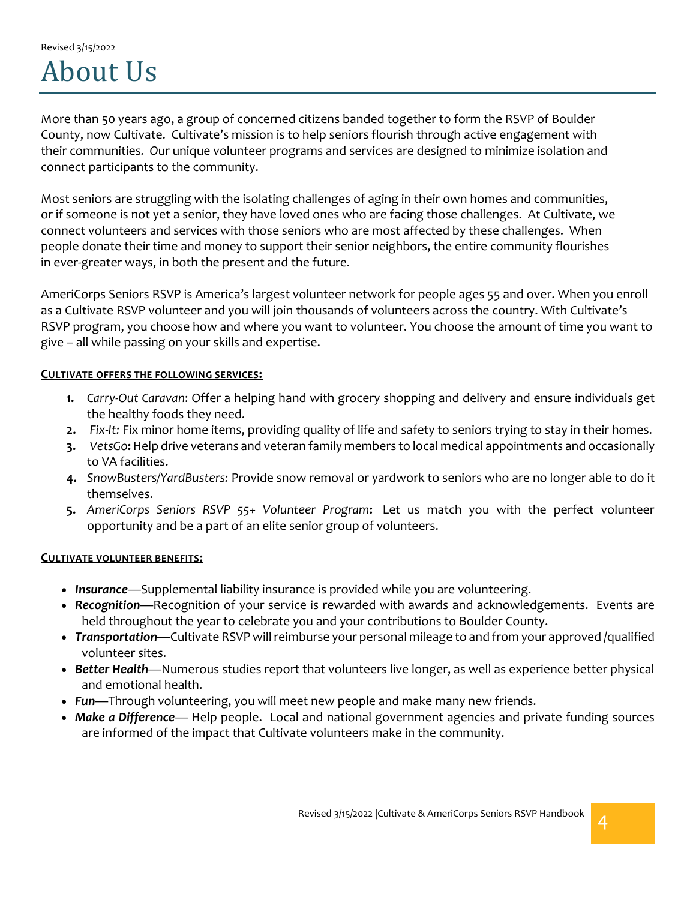# About Us

More than 50 years ago, a group of concerned citizens banded together to form the RSVP of Boulder County, now Cultivate. Cultivate's mission is to help seniors flourish through active engagement with their communities. Our unique volunteer programs and services are designed to minimize isolation and connect participants to the community.

Most seniors are struggling with the isolating challenges of aging in their own homes and communities, or if someone is not yet a senior, they have loved ones who are facing those challenges. At Cultivate, we connect volunteers and services with those seniors who are most affected by these challenges. When people donate their time and money to support their senior neighbors, the entire community flourishes in ever-greater ways, in both the present and the future.

AmeriCorps Seniors RSVP is America's largest volunteer network for people ages 55 and over. When you enroll as a Cultivate RSVP volunteer and you will join thousands of volunteers across the country. With Cultivate's RSVP program, you choose how and where you want to volunteer. You choose the amount of time you want to give – all while passing on your skills and expertise.

**CULTIVATE OFFERS THE FOLLOWING SERVICES:**

1. *Carry-Out Caravan*: Offer a helping hand with grocery shopping and delivery and ensure individuals get the healthy foods they need.
2. *Fix-It:* Fix minor home items, providing quality of life and safety to seniors trying to stay in their homes.
3. *VetsGo*: Help drive veterans and veteran family members to local medical appointments and occasionally to VA facilities.
4. *SnowBusters/YardBusters:* Provide snow removal or yardwork to seniors who are no longer able to do it themselves.
5. *AmeriCorps Seniors RSVP 55+ Volunteer Program*: Let us match you with the perfect volunteer opportunity and be a part of an elite senior group of volunteers.

**CULTIVATE VOLUNTEER BENEFITS:**

- ***Insurance***—Supplemental liability insurance is provided while you are volunteering.
- ***Recognition***—Recognition of your service is rewarded with awards and acknowledgements. Events are held throughout the year to celebrate you and your contributions to Boulder County.
- ***Transportation***—Cultivate RSVP will reimburse your personal mileage to and from your approved /qualified volunteer sites.
- ***Better Health***—Numerous studies report that volunteers live longer, as well as experience better physical and emotional health.
- ***Fun***—Through volunteering, you will meet new people and make many new friends.
- ***Make a Difference***— Help people. Local and national government agencies and private funding sources are informed of the impact that Cultivate volunteers make in the community.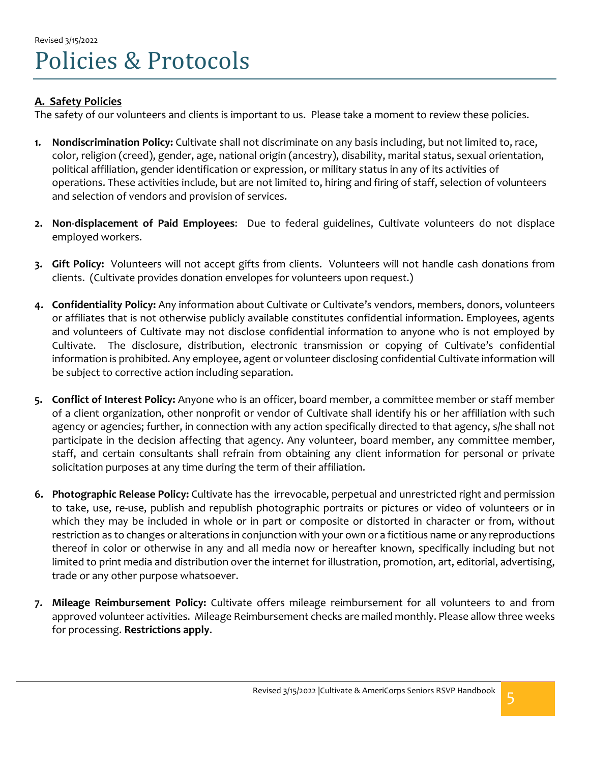Revised 3/15/2022

# Policies & Protocols

## A. Safety Policies

The safety of our volunteers and clients is important to us. Please take a moment to review these policies.

1. **Nondiscrimination Policy:** Cultivate shall not discriminate on any basis including, but not limited to, race, color, religion (creed), gender, age, national origin (ancestry), disability, marital status, sexual orientation, political affiliation, gender identification or expression, or military status in any of its activities of operations. These activities include, but are not limited to, hiring and firing of staff, selection of volunteers and selection of vendors and provision of services.

2. **Non-displacement of Paid Employees**: Due to federal guidelines, Cultivate volunteers do not displace employed workers.

3. **Gift Policy:** Volunteers will not accept gifts from clients. Volunteers will not handle cash donations from clients. (Cultivate provides donation envelopes for volunteers upon request.)

4. **Confidentiality Policy:** Any information about Cultivate or Cultivate's vendors, members, donors, volunteers or affiliates that is not otherwise publicly available constitutes confidential information. Employees, agents and volunteers of Cultivate may not disclose confidential information to anyone who is not employed by Cultivate. The disclosure, distribution, electronic transmission or copying of Cultivate's confidential information is prohibited. Any employee, agent or volunteer disclosing confidential Cultivate information will be subject to corrective action including separation.

5. **Conflict of Interest Policy:** Anyone who is an officer, board member, a committee member or staff member of a client organization, other nonprofit or vendor of Cultivate shall identify his or her affiliation with such agency or agencies; further, in connection with any action specifically directed to that agency, s/he shall not participate in the decision affecting that agency. Any volunteer, board member, any committee member, staff, and certain consultants shall refrain from obtaining any client information for personal or private solicitation purposes at any time during the term of their affiliation.

6. **Photographic Release Policy:** Cultivate has the irrevocable, perpetual and unrestricted right and permission to take, use, re-use, publish and republish photographic portraits or pictures or video of volunteers or in which they may be included in whole or in part or composite or distorted in character or from, without restriction as to changes or alterations in conjunction with your own or a fictitious name or any reproductions thereof in color or otherwise in any and all media now or hereafter known, specifically including but not limited to print media and distribution over the internet for illustration, promotion, art, editorial, advertising, trade or any other purpose whatsoever.

7. **Mileage Reimbursement Policy:** Cultivate offers mileage reimbursement for all volunteers to and from approved volunteer activities. Mileage Reimbursement checks are mailed monthly. Please allow three weeks for processing. **Restrictions apply**.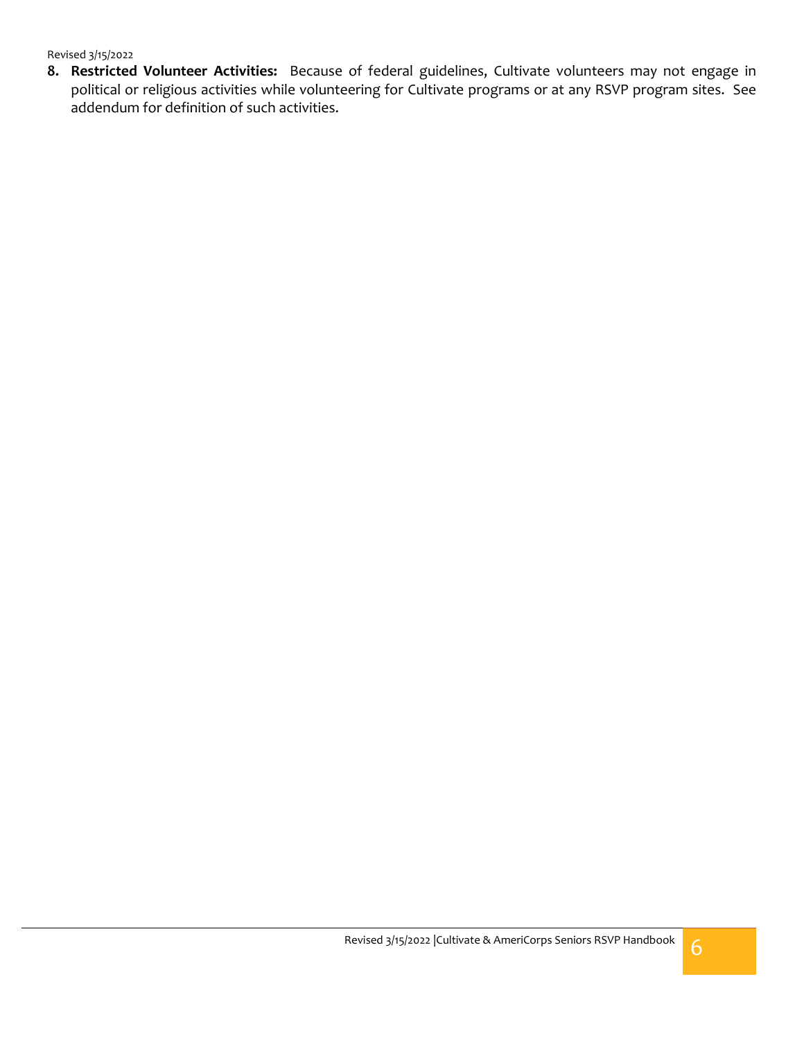8. **Restricted Volunteer Activities:** Because of federal guidelines, Cultivate volunteers may not engage in political or religious activities while volunteering for Cultivate programs or at any RSVP program sites. See addendum for definition of such activities.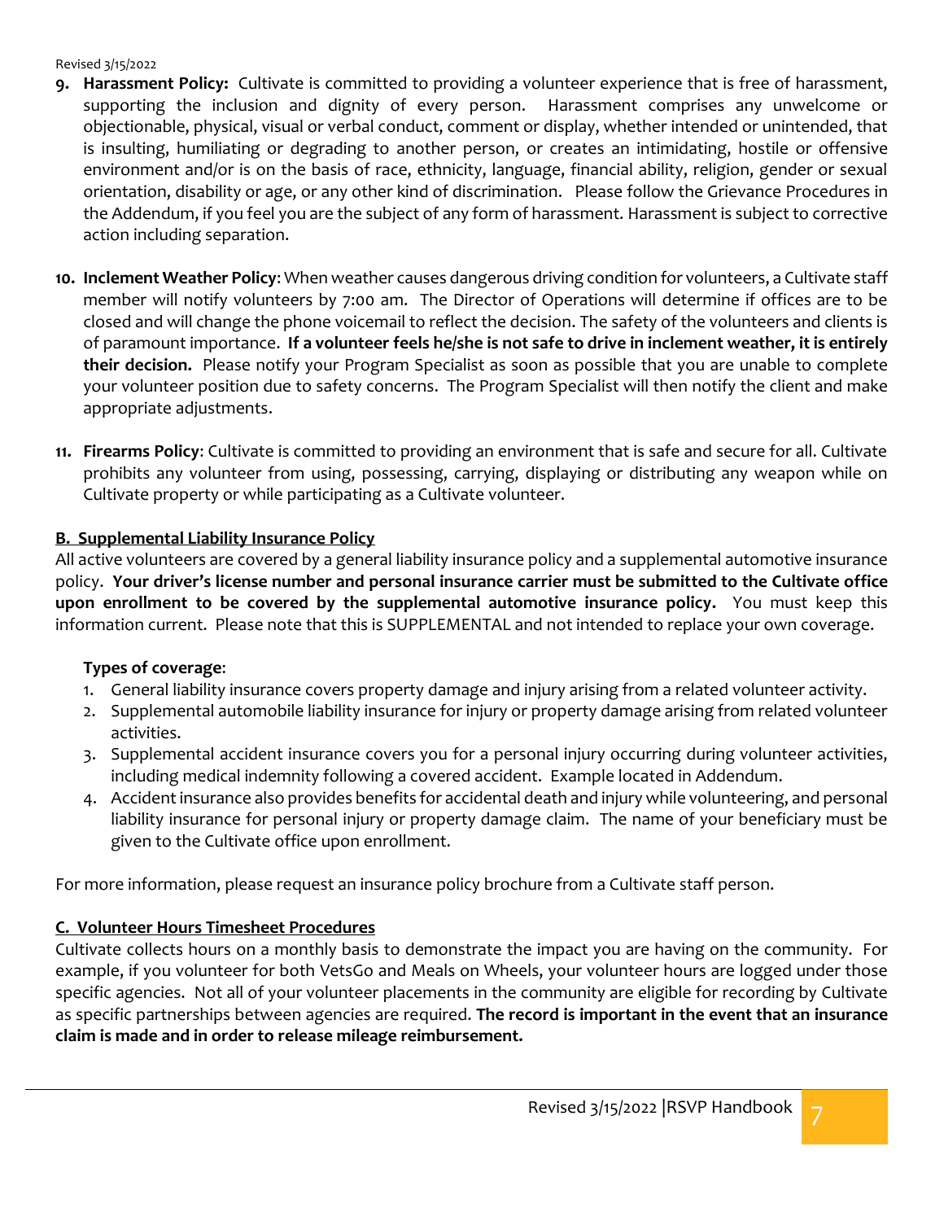9. **Harassment Policy:** Cultivate is committed to providing a volunteer experience that is free of harassment, supporting the inclusion and dignity of every person. Harassment comprises any unwelcome or objectionable, physical, visual or verbal conduct, comment or display, whether intended or unintended, that is insulting, humiliating or degrading to another person, or creates an intimidating, hostile or offensive environment and/or is on the basis of race, ethnicity, language, financial ability, religion, gender or sexual orientation, disability or age, or any other kind of discrimination. Please follow the Grievance Procedures in the Addendum, if you feel you are the subject of any form of harassment. Harassment is subject to corrective action including separation.

10. **Inclement Weather Policy**: When weather causes dangerous driving condition for volunteers, a Cultivate staff member will notify volunteers by 7:00 am. The Director of Operations will determine if offices are to be closed and will change the phone voicemail to reflect the decision. The safety of the volunteers and clients is of paramount importance. **If a volunteer feels he/she is not safe to drive in inclement weather, it is entirely their decision.** Please notify your Program Specialist as soon as possible that you are unable to complete your volunteer position due to safety concerns. The Program Specialist will then notify the client and make appropriate adjustments.

11. **Firearms Policy**: Cultivate is committed to providing an environment that is safe and secure for all. Cultivate prohibits any volunteer from using, possessing, carrying, displaying or distributing any weapon while on Cultivate property or while participating as a Cultivate volunteer.

## B. Supplemental Liability Insurance Policy

All active volunteers are covered by a general liability insurance policy and a supplemental automotive insurance policy. **Your driver's license number and personal insurance carrier must be submitted to the Cultivate office upon enrollment to be covered by the supplemental automotive insurance policy.** You must keep this information current. Please note that this is SUPPLEMENTAL and not intended to replace your own coverage.

**Types of coverage**:

1. General liability insurance covers property damage and injury arising from a related volunteer activity.
2. Supplemental automobile liability insurance for injury or property damage arising from related volunteer activities.
3. Supplemental accident insurance covers you for a personal injury occurring during volunteer activities, including medical indemnity following a covered accident. Example located in Addendum.
4. Accident insurance also provides benefits for accidental death and injury while volunteering, and personal liability insurance for personal injury or property damage claim. The name of your beneficiary must be given to the Cultivate office upon enrollment.

For more information, please request an insurance policy brochure from a Cultivate staff person.

## C. Volunteer Hours Timesheet Procedures

Cultivate collects hours on a monthly basis to demonstrate the impact you are having on the community. For example, if you volunteer for both VetsGo and Meals on Wheels, your volunteer hours are logged under those specific agencies. Not all of your volunteer placements in the community are eligible for recording by Cultivate as specific partnerships between agencies are required. **The record is important in the event that an insurance claim is made and in order to release mileage reimbursement.**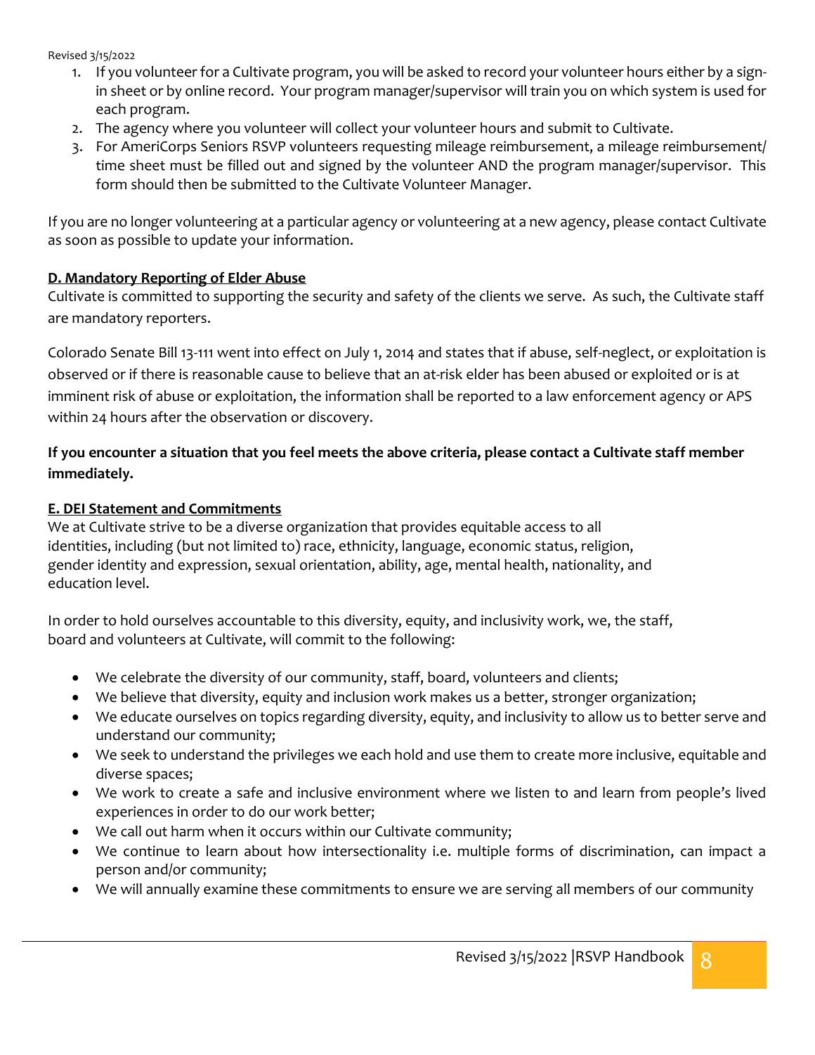1. If you volunteer for a Cultivate program, you will be asked to record your volunteer hours either by a sign-in sheet or by online record. Your program manager/supervisor will train you on which system is used for each program.
2. The agency where you volunteer will collect your volunteer hours and submit to Cultivate.
3. For AmeriCorps Seniors RSVP volunteers requesting mileage reimbursement, a mileage reimbursement/ time sheet must be filled out and signed by the volunteer AND the program manager/supervisor. This form should then be submitted to the Cultivate Volunteer Manager.

If you are no longer volunteering at a particular agency or volunteering at a new agency, please contact Cultivate as soon as possible to update your information.

### D. Mandatory Reporting of Elder Abuse

Cultivate is committed to supporting the security and safety of the clients we serve. As such, the Cultivate staff are mandatory reporters.

Colorado Senate Bill 13-111 went into effect on July 1, 2014 and states that if abuse, self-neglect, or exploitation is observed or if there is reasonable cause to believe that an at-risk elder has been abused or exploited or is at imminent risk of abuse or exploitation, the information shall be reported to a law enforcement agency or APS within 24 hours after the observation or discovery.

**If you encounter a situation that you feel meets the above criteria, please contact a Cultivate staff member immediately.**

### E. DEI Statement and Commitments

We at Cultivate strive to be a diverse organization that provides equitable access to all identities, including (but not limited to) race, ethnicity, language, economic status, religion, gender identity and expression, sexual orientation, ability, age, mental health, nationality, and education level.

In order to hold ourselves accountable to this diversity, equity, and inclusivity work, we, the staff, board and volunteers at Cultivate, will commit to the following:

- We celebrate the diversity of our community, staff, board, volunteers and clients;
- We believe that diversity, equity and inclusion work makes us a better, stronger organization;
- We educate ourselves on topics regarding diversity, equity, and inclusivity to allow us to better serve and understand our community;
- We seek to understand the privileges we each hold and use them to create more inclusive, equitable and diverse spaces;
- We work to create a safe and inclusive environment where we listen to and learn from people's lived experiences in order to do our work better;
- We call out harm when it occurs within our Cultivate community;
- We continue to learn about how intersectionality i.e. multiple forms of discrimination, can impact a person and/or community;
- We will annually examine these commitments to ensure we are serving all members of our community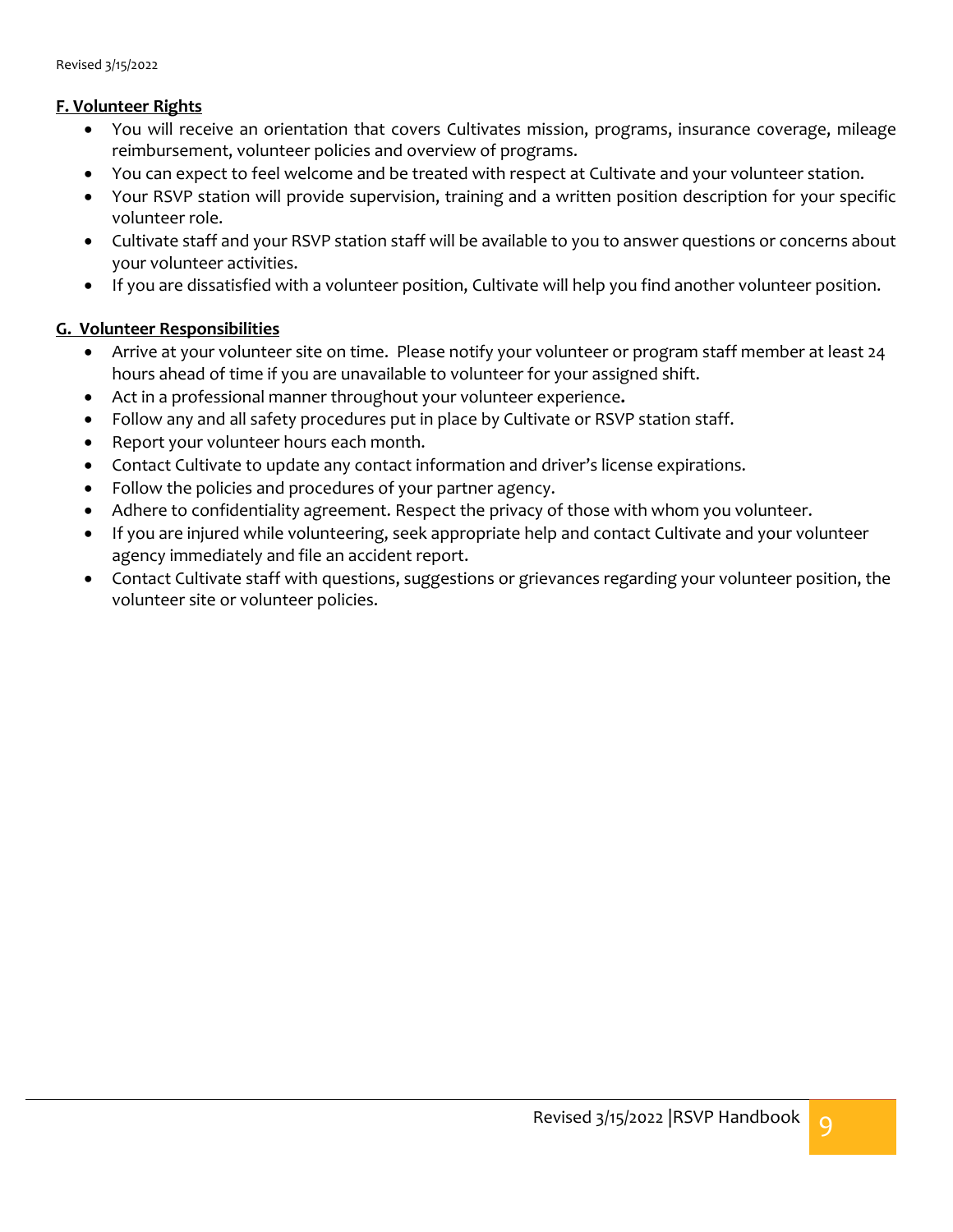## F. Volunteer Rights

- You will receive an orientation that covers Cultivates mission, programs, insurance coverage, mileage reimbursement, volunteer policies and overview of programs.
- You can expect to feel welcome and be treated with respect at Cultivate and your volunteer station.
- Your RSVP station will provide supervision, training and a written position description for your specific volunteer role.
- Cultivate staff and your RSVP station staff will be available to you to answer questions or concerns about your volunteer activities.
- If you are dissatisfied with a volunteer position, Cultivate will help you find another volunteer position.

## G. Volunteer Responsibilities

- Arrive at your volunteer site on time. Please notify your volunteer or program staff member at least 24 hours ahead of time if you are unavailable to volunteer for your assigned shift.
- Act in a professional manner throughout your volunteer experience.
- Follow any and all safety procedures put in place by Cultivate or RSVP station staff.
- Report your volunteer hours each month.
- Contact Cultivate to update any contact information and driver's license expirations.
- Follow the policies and procedures of your partner agency.
- Adhere to confidentiality agreement. Respect the privacy of those with whom you volunteer.
- If you are injured while volunteering, seek appropriate help and contact Cultivate and your volunteer agency immediately and file an accident report.
- Contact Cultivate staff with questions, suggestions or grievances regarding your volunteer position, the volunteer site or volunteer policies.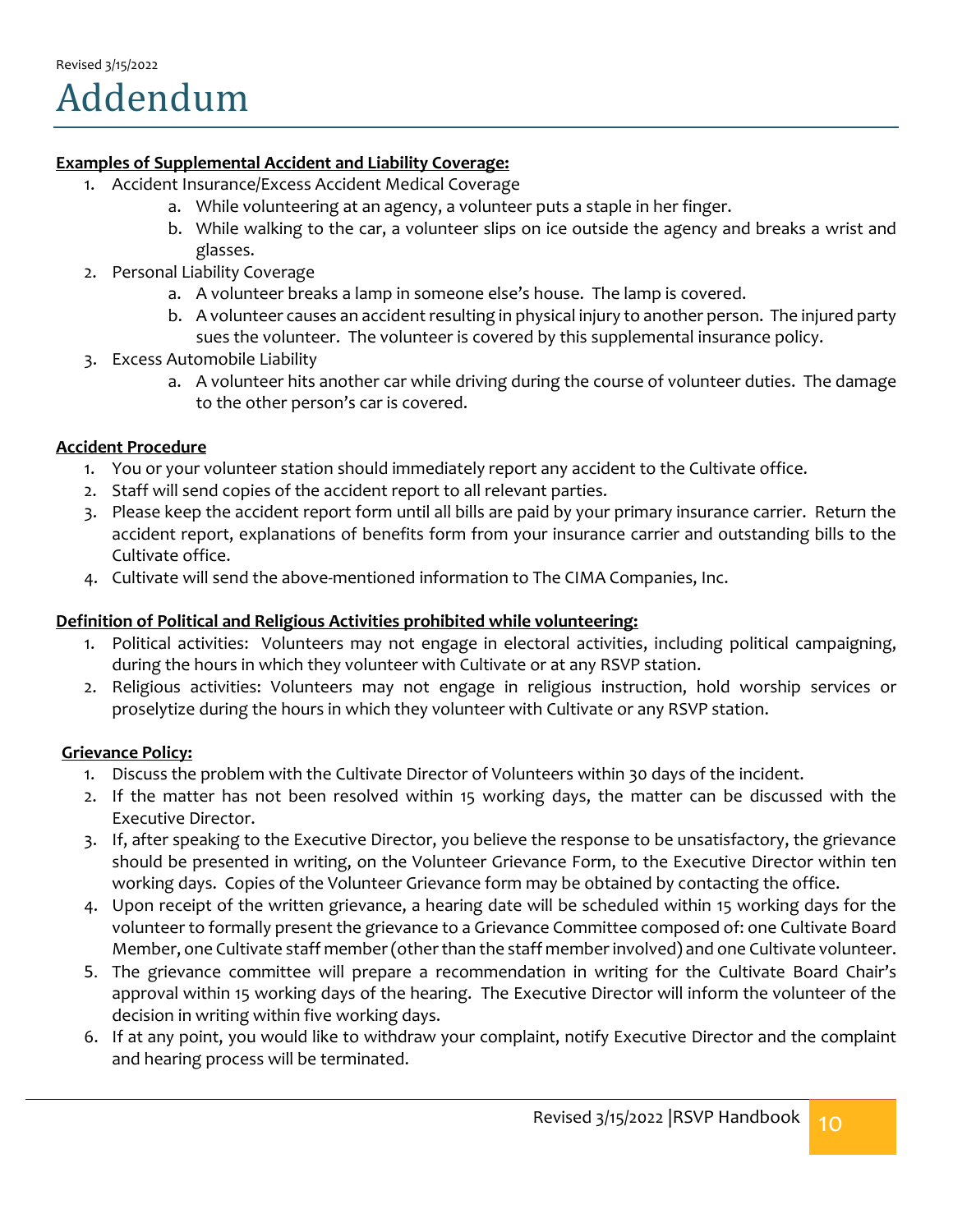# Addendum

**Examples of Supplemental Accident and Liability Coverage:**

1. Accident Insurance/Excess Accident Medical Coverage
   a. While volunteering at an agency, a volunteer puts a staple in her finger.
   b. While walking to the car, a volunteer slips on ice outside the agency and breaks a wrist and glasses.
2. Personal Liability Coverage
   a. A volunteer breaks a lamp in someone else's house. The lamp is covered.
   b. A volunteer causes an accident resulting in physical injury to another person. The injured party sues the volunteer. The volunteer is covered by this supplemental insurance policy.
3. Excess Automobile Liability
   a. A volunteer hits another car while driving during the course of volunteer duties. The damage to the other person's car is covered.

**Accident Procedure**

1. You or your volunteer station should immediately report any accident to the Cultivate office.
2. Staff will send copies of the accident report to all relevant parties.
3. Please keep the accident report form until all bills are paid by your primary insurance carrier. Return the accident report, explanations of benefits form from your insurance carrier and outstanding bills to the Cultivate office.
4. Cultivate will send the above-mentioned information to The CIMA Companies, Inc.

**Definition of Political and Religious Activities prohibited while volunteering:**

1. Political activities: Volunteers may not engage in electoral activities, including political campaigning, during the hours in which they volunteer with Cultivate or at any RSVP station.
2. Religious activities: Volunteers may not engage in religious instruction, hold worship services or proselytize during the hours in which they volunteer with Cultivate or any RSVP station.

**Grievance Policy:**

1. Discuss the problem with the Cultivate Director of Volunteers within 30 days of the incident.
2. If the matter has not been resolved within 15 working days, the matter can be discussed with the Executive Director.
3. If, after speaking to the Executive Director, you believe the response to be unsatisfactory, the grievance should be presented in writing, on the Volunteer Grievance Form, to the Executive Director within ten working days. Copies of the Volunteer Grievance form may be obtained by contacting the office.
4. Upon receipt of the written grievance, a hearing date will be scheduled within 15 working days for the volunteer to formally present the grievance to a Grievance Committee composed of: one Cultivate Board Member, one Cultivate staff member (other than the staff member involved) and one Cultivate volunteer.
5. The grievance committee will prepare a recommendation in writing for the Cultivate Board Chair's approval within 15 working days of the hearing. The Executive Director will inform the volunteer of the decision in writing within five working days.
6. If at any point, you would like to withdraw your complaint, notify Executive Director and the complaint and hearing process will be terminated.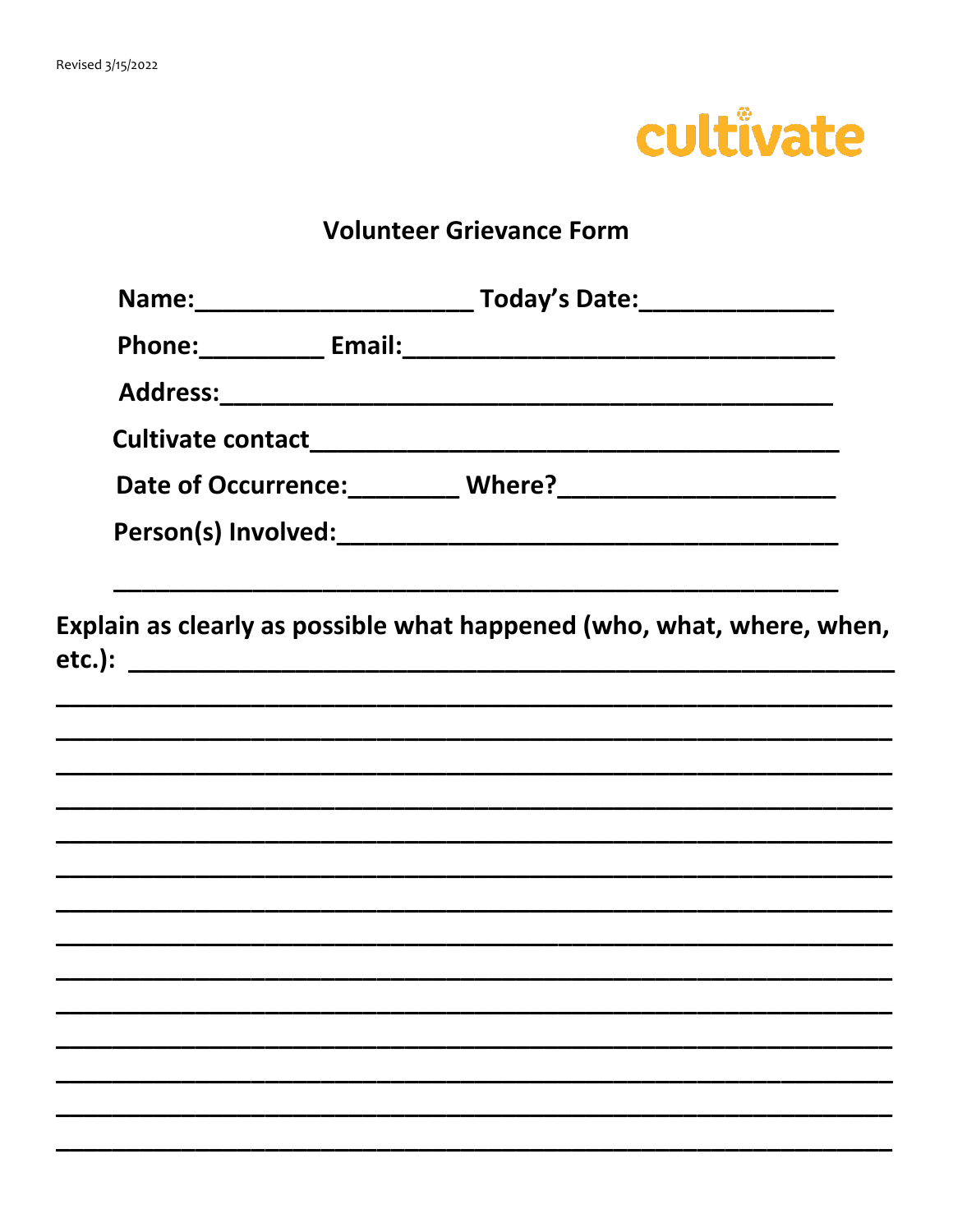Revised 3/15/2022

cultivate

## Volunteer Grievance Form

**Name:**____________________ **Today's Date:**______________

**Phone:**_________ **Email:**________________________________

**Address:**____________________________________________

**Cultivate contact**________________________________________

**Date of Occurrence:**________ **Where?**____________________

**Person(s) Involved:**______________________________________

____________________________________________________

**Explain as clearly as possible what happened (who, what, where, when, etc.):** ________________________________________________

____________________________________________________________

____________________________________________________________

____________________________________________________________

____________________________________________________________

____________________________________________________________

____________________________________________________________

____________________________________________________________

____________________________________________________________

____________________________________________________________

____________________________________________________________

____________________________________________________________

____________________________________________________________

____________________________________________________________

____________________________________________________________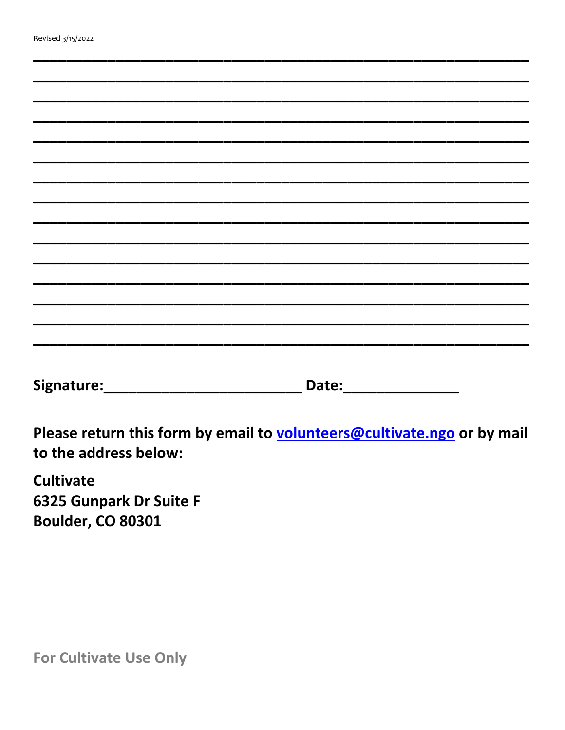Revised 3/15/2022

\_\_\_\_\_\_\_\_\_\_\_\_\_\_\_\_\_\_\_\_\_\_\_\_\_\_\_\_\_\_\_\_\_\_\_\_\_\_\_\_\_\_\_\_\_\_\_\_\_\_\_\_\_\_\_\_\_\_\_\_

\_\_\_\_\_\_\_\_\_\_\_\_\_\_\_\_\_\_\_\_\_\_\_\_\_\_\_\_\_\_\_\_\_\_\_\_\_\_\_\_\_\_\_\_\_\_\_\_\_\_\_\_\_\_\_\_\_\_\_\_

\_\_\_\_\_\_\_\_\_\_\_\_\_\_\_\_\_\_\_\_\_\_\_\_\_\_\_\_\_\_\_\_\_\_\_\_\_\_\_\_\_\_\_\_\_\_\_\_\_\_\_\_\_\_\_\_\_\_\_\_

\_\_\_\_\_\_\_\_\_\_\_\_\_\_\_\_\_\_\_\_\_\_\_\_\_\_\_\_\_\_\_\_\_\_\_\_\_\_\_\_\_\_\_\_\_\_\_\_\_\_\_\_\_\_\_\_\_\_\_\_

\_\_\_\_\_\_\_\_\_\_\_\_\_\_\_\_\_\_\_\_\_\_\_\_\_\_\_\_\_\_\_\_\_\_\_\_\_\_\_\_\_\_\_\_\_\_\_\_\_\_\_\_\_\_\_\_\_\_\_\_

\_\_\_\_\_\_\_\_\_\_\_\_\_\_\_\_\_\_\_\_\_\_\_\_\_\_\_\_\_\_\_\_\_\_\_\_\_\_\_\_\_\_\_\_\_\_\_\_\_\_\_\_\_\_\_\_\_\_\_\_

\_\_\_\_\_\_\_\_\_\_\_\_\_\_\_\_\_\_\_\_\_\_\_\_\_\_\_\_\_\_\_\_\_\_\_\_\_\_\_\_\_\_\_\_\_\_\_\_\_\_\_\_\_\_\_\_\_\_\_\_

\_\_\_\_\_\_\_\_\_\_\_\_\_\_\_\_\_\_\_\_\_\_\_\_\_\_\_\_\_\_\_\_\_\_\_\_\_\_\_\_\_\_\_\_\_\_\_\_\_\_\_\_\_\_\_\_\_\_\_\_

\_\_\_\_\_\_\_\_\_\_\_\_\_\_\_\_\_\_\_\_\_\_\_\_\_\_\_\_\_\_\_\_\_\_\_\_\_\_\_\_\_\_\_\_\_\_\_\_\_\_\_\_\_\_\_\_\_\_\_\_

\_\_\_\_\_\_\_\_\_\_\_\_\_\_\_\_\_\_\_\_\_\_\_\_\_\_\_\_\_\_\_\_\_\_\_\_\_\_\_\_\_\_\_\_\_\_\_\_\_\_\_\_\_\_\_\_\_\_\_\_

\_\_\_\_\_\_\_\_\_\_\_\_\_\_\_\_\_\_\_\_\_\_\_\_\_\_\_\_\_\_\_\_\_\_\_\_\_\_\_\_\_\_\_\_\_\_\_\_\_\_\_\_\_\_\_\_\_\_\_\_

\_\_\_\_\_\_\_\_\_\_\_\_\_\_\_\_\_\_\_\_\_\_\_\_\_\_\_\_\_\_\_\_\_\_\_\_\_\_\_\_\_\_\_\_\_\_\_\_\_\_\_\_\_\_\_\_\_\_\_\_

\_\_\_\_\_\_\_\_\_\_\_\_\_\_\_\_\_\_\_\_\_\_\_\_\_\_\_\_\_\_\_\_\_\_\_\_\_\_\_\_\_\_\_\_\_\_\_\_\_\_\_\_\_\_\_\_\_\_\_\_

\_\_\_\_\_\_\_\_\_\_\_\_\_\_\_\_\_\_\_\_\_\_\_\_\_\_\_\_\_\_\_\_\_\_\_\_\_\_\_\_\_\_\_\_\_\_\_\_\_\_\_\_\_\_\_\_\_\_\_\_

\_\_\_\_\_\_\_\_\_\_\_\_\_\_\_\_\_\_\_\_\_\_\_\_\_\_\_\_\_\_\_\_\_\_\_\_\_\_\_\_\_\_\_\_\_\_\_\_\_\_\_\_\_\_\_\_\_\_\_\_

**Signature:\_\_\_\_\_\_\_\_\_\_\_\_\_\_\_\_\_\_\_\_\_\_\_\_\_\_\_ Date:\_\_\_\_\_\_\_\_\_\_\_\_\_\_\_\_**

**Please return this form by email to volunteers@cultivate.ngo or by mail to the address below:**

**Cultivate**
**6325 Gunpark Dr Suite F**
**Boulder, CO 80301**

**For Cultivate Use Only**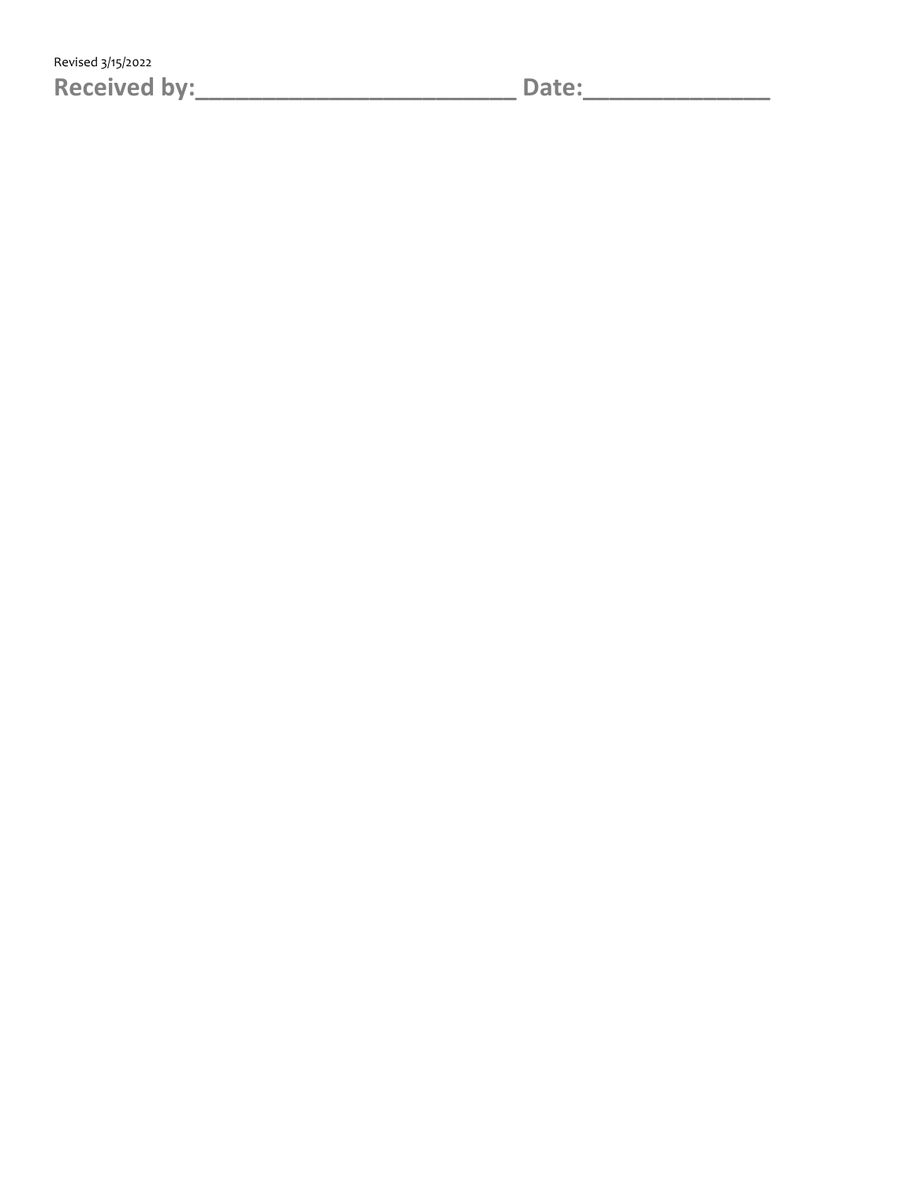Revised 3/15/2022

**Received by:\_\_\_\_\_\_\_\_\_\_\_\_\_\_\_\_\_\_\_\_\_\_\_\_\_\_\_ Date:\_\_\_\_\_\_\_\_\_\_\_\_\_\_\_\_**